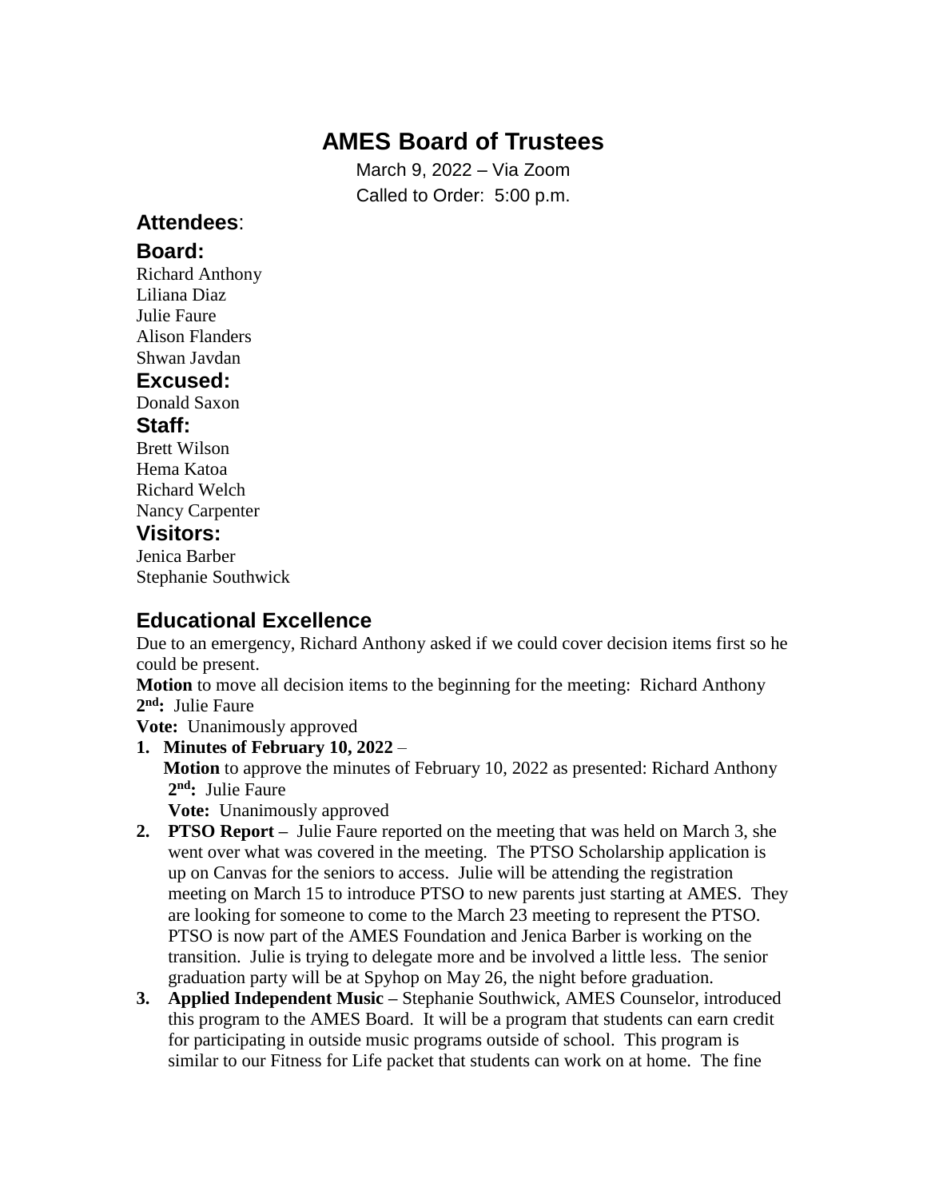# AMES Board of Trustees

March 9, 2022 – Via Zoom

Called to Order: 5:00 p.m.

## Attendees:

### Board:

Richard Anthony
Liliana Diaz
Julie Faure
Alison Flanders
Shwan Javdan

### Excused:

Donald Saxon

### Staff:

Brett Wilson
Hema Katoa
Richard Welch
Nancy Carpenter

### Visitors:

Jenica Barber
Stephanie Southwick

## Educational Excellence

Due to an emergency, Richard Anthony asked if we could cover decision items first so he could be present.

**Motion** to move all decision items to the beginning for the meeting: Richard Anthony
**2nd:** Julie Faure
**Vote:** Unanimously approved

1. **Minutes of February 10, 2022** –
   **Motion** to approve the minutes of February 10, 2022 as presented: Richard Anthony
   **2nd:** Julie Faure
   **Vote:** Unanimously approved
2. **PTSO Report –** Julie Faure reported on the meeting that was held on March 3, she went over what was covered in the meeting. The PTSO Scholarship application is up on Canvas for the seniors to access. Julie will be attending the registration meeting on March 15 to introduce PTSO to new parents just starting at AMES. They are looking for someone to come to the March 23 meeting to represent the PTSO. PTSO is now part of the AMES Foundation and Jenica Barber is working on the transition. Julie is trying to delegate more and be involved a little less. The senior graduation party will be at Spyhop on May 26, the night before graduation.
3. **Applied Independent Music –** Stephanie Southwick, AMES Counselor, introduced this program to the AMES Board. It will be a program that students can earn credit for participating in outside music programs outside of school. This program is similar to our Fitness for Life packet that students can work on at home. The fine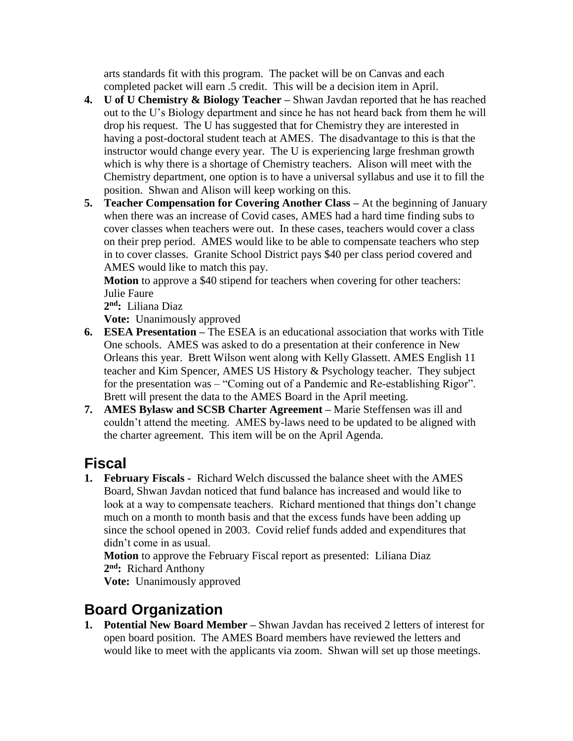arts standards fit with this program. The packet will be on Canvas and each completed packet will earn .5 credit. This will be a decision item in April.

4. **U of U Chemistry & Biology Teacher –** Shwan Javdan reported that he has reached out to the U's Biology department and since he has not heard back from them he will drop his request. The U has suggested that for Chemistry they are interested in having a post-doctoral student teach at AMES. The disadvantage to this is that the instructor would change every year. The U is experiencing large freshman growth which is why there is a shortage of Chemistry teachers. Alison will meet with the Chemistry department, one option is to have a universal syllabus and use it to fill the position. Shwan and Alison will keep working on this.
5. **Teacher Compensation for Covering Another Class –** At the beginning of January when there was an increase of Covid cases, AMES had a hard time finding subs to cover classes when teachers were out. In these cases, teachers would cover a class on their prep period. AMES would like to be able to compensate teachers who step in to cover classes. Granite School District pays $40 per class period covered and AMES would like to match this pay.
   **Motion** to approve a $40 stipend for teachers when covering for other teachers: Julie Faure
   **2nd:** Liliana Diaz
   **Vote:** Unanimously approved
6. **ESEA Presentation –** The ESEA is an educational association that works with Title One schools. AMES was asked to do a presentation at their conference in New Orleans this year. Brett Wilson went along with Kelly Glassett. AMES English 11 teacher and Kim Spencer, AMES US History & Psychology teacher. They subject for the presentation was – "Coming out of a Pandemic and Re-establishing Rigor". Brett will present the data to the AMES Board in the April meeting.
7. **AMES Bylasw and SCSB Charter Agreement –** Marie Steffensen was ill and couldn't attend the meeting. AMES by-laws need to be updated to be aligned with the charter agreement. This item will be on the April Agenda.

## Fiscal

1. **February Fiscals -** Richard Welch discussed the balance sheet with the AMES Board, Shwan Javdan noticed that fund balance has increased and would like to look at a way to compensate teachers. Richard mentioned that things don't change much on a month to month basis and that the excess funds have been adding up since the school opened in 2003. Covid relief funds added and expenditures that didn't come in as usual.
   **Motion** to approve the February Fiscal report as presented: Liliana Diaz
   **2nd:** Richard Anthony
   **Vote:** Unanimously approved

## Board Organization

1. **Potential New Board Member –** Shwan Javdan has received 2 letters of interest for open board position. The AMES Board members have reviewed the letters and would like to meet with the applicants via zoom. Shwan will set up those meetings.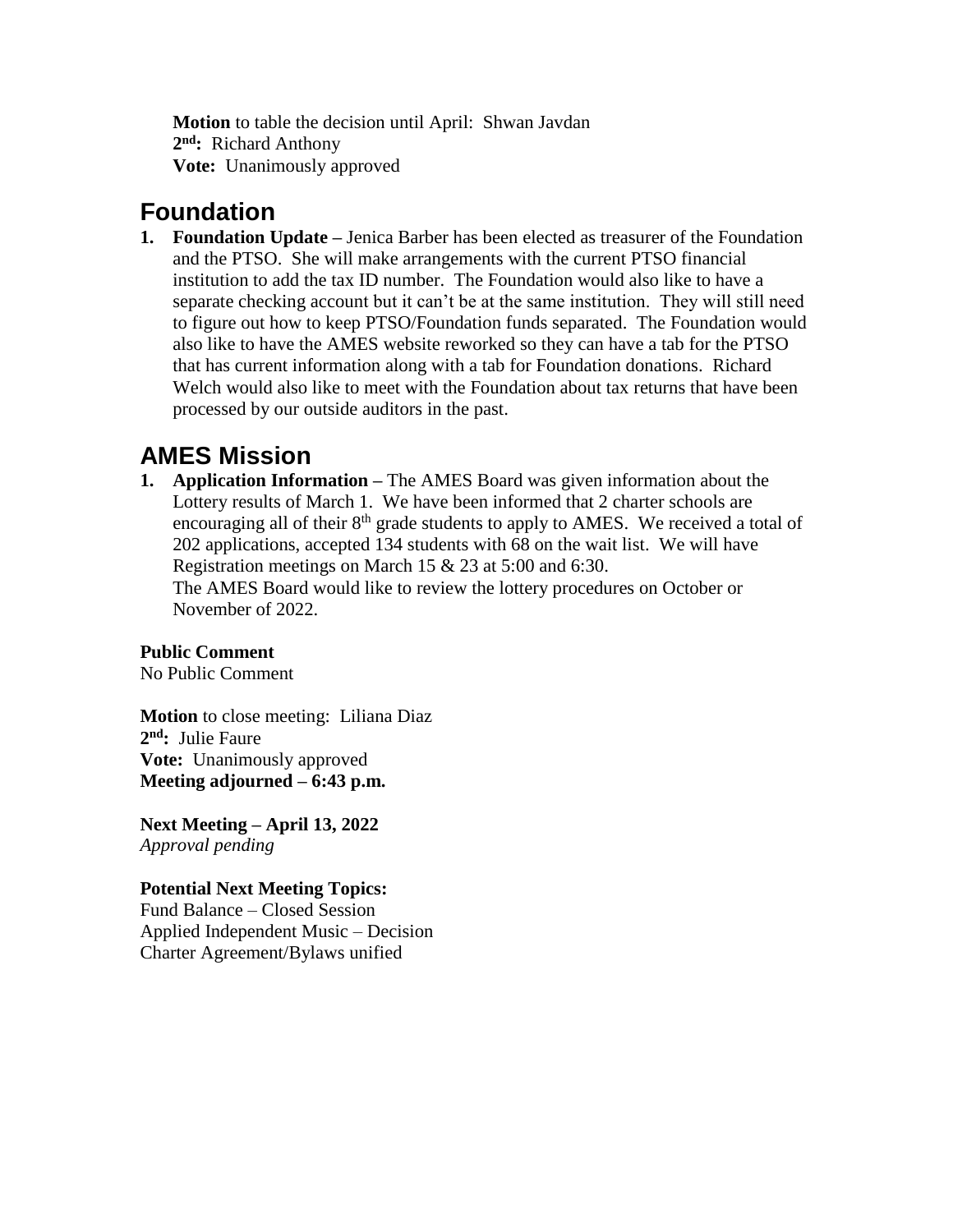**Motion** to table the decision until April: Shwan Javdan
**2nd:** Richard Anthony
**Vote:** Unanimously approved

## Foundation

1. **Foundation Update –** Jenica Barber has been elected as treasurer of the Foundation and the PTSO. She will make arrangements with the current PTSO financial institution to add the tax ID number. The Foundation would also like to have a separate checking account but it can't be at the same institution. They will still need to figure out how to keep PTSO/Foundation funds separated. The Foundation would also like to have the AMES website reworked so they can have a tab for the PTSO that has current information along with a tab for Foundation donations. Richard Welch would also like to meet with the Foundation about tax returns that have been processed by our outside auditors in the past.

## AMES Mission

1. **Application Information –** The AMES Board was given information about the Lottery results of March 1. We have been informed that 2 charter schools are encouraging all of their 8th grade students to apply to AMES. We received a total of 202 applications, accepted 134 students with 68 on the wait list. We will have Registration meetings on March 15 & 23 at 5:00 and 6:30.
   The AMES Board would like to review the lottery procedures on October or November of 2022.

**Public Comment**
No Public Comment

**Motion** to close meeting: Liliana Diaz
**2nd:** Julie Faure
**Vote:** Unanimously approved
**Meeting adjourned – 6:43 p.m.**

**Next Meeting – April 13, 2022**
*Approval pending*

**Potential Next Meeting Topics:**
Fund Balance – Closed Session
Applied Independent Music – Decision
Charter Agreement/Bylaws unified